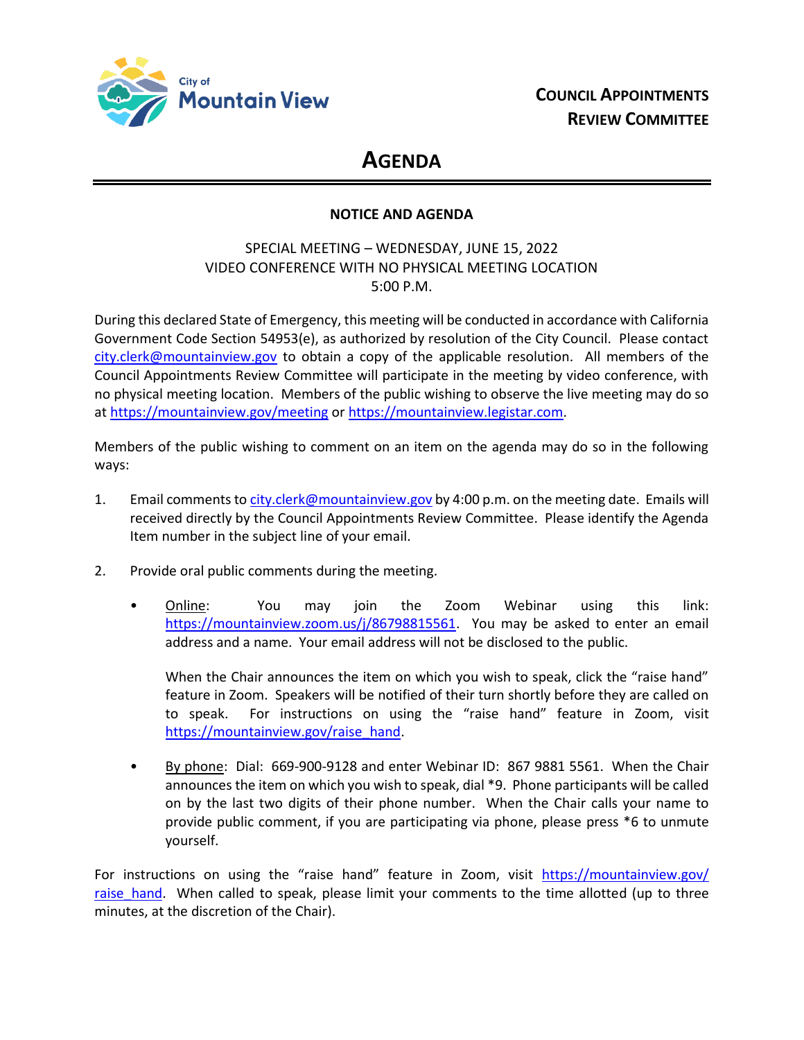City of **Mountain View**

**COUNCIL APPOINTMENTS REVIEW COMMITTEE**

# AGENDA

**NOTICE AND AGENDA**

SPECIAL MEETING – WEDNESDAY, JUNE 15, 2022
VIDEO CONFERENCE WITH NO PHYSICAL MEETING LOCATION
5:00 P.M.

During this declared State of Emergency, this meeting will be conducted in accordance with California Government Code Section 54953(e), as authorized by resolution of the City Council. Please contact city.clerk@mountainview.gov to obtain a copy of the applicable resolution. All members of the Council Appointments Review Committee will participate in the meeting by video conference, with no physical meeting location. Members of the public wishing to observe the live meeting may do so at https://mountainview.gov/meeting or https://mountainview.legistar.com.

Members of the public wishing to comment on an item on the agenda may do so in the following ways:

1. Email comments to city.clerk@mountainview.gov by 4:00 p.m. on the meeting date. Emails will received directly by the Council Appointments Review Committee. Please identify the Agenda Item number in the subject line of your email.

2. Provide oral public comments during the meeting.

   - Online: You may join the Zoom Webinar using this link: https://mountainview.zoom.us/j/86798815561. You may be asked to enter an email address and a name. Your email address will not be disclosed to the public.

     When the Chair announces the item on which you wish to speak, click the "raise hand" feature in Zoom. Speakers will be notified of their turn shortly before they are called on to speak. For instructions on using the "raise hand" feature in Zoom, visit https://mountainview.gov/raise_hand.

   - By phone: Dial: 669-900-9128 and enter Webinar ID: 867 9881 5561. When the Chair announces the item on which you wish to speak, dial *9. Phone participants will be called on by the last two digits of their phone number. When the Chair calls your name to provide public comment, if you are participating via phone, please press *6 to unmute yourself.

For instructions on using the "raise hand" feature in Zoom, visit https://mountainview.gov/raise_hand. When called to speak, please limit your comments to the time allotted (up to three minutes, at the discretion of the Chair).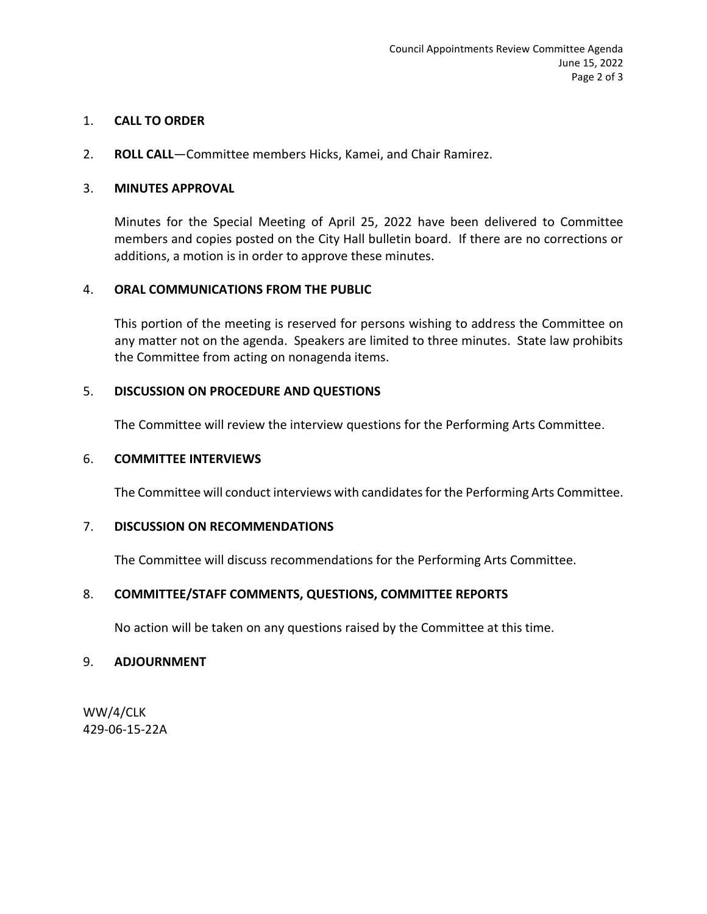1. **CALL TO ORDER**

2. **ROLL CALL**—Committee members Hicks, Kamei, and Chair Ramirez.

3. **MINUTES APPROVAL**

   Minutes for the Special Meeting of April 25, 2022 have been delivered to Committee members and copies posted on the City Hall bulletin board. If there are no corrections or additions, a motion is in order to approve these minutes.

4. **ORAL COMMUNICATIONS FROM THE PUBLIC**

   This portion of the meeting is reserved for persons wishing to address the Committee on any matter not on the agenda. Speakers are limited to three minutes. State law prohibits the Committee from acting on nonagenda items.

5. **DISCUSSION ON PROCEDURE AND QUESTIONS**

   The Committee will review the interview questions for the Performing Arts Committee.

6. **COMMITTEE INTERVIEWS**

   The Committee will conduct interviews with candidates for the Performing Arts Committee.

7. **DISCUSSION ON RECOMMENDATIONS**

   The Committee will discuss recommendations for the Performing Arts Committee.

8. **COMMITTEE/STAFF COMMENTS, QUESTIONS, COMMITTEE REPORTS**

   No action will be taken on any questions raised by the Committee at this time.

9. **ADJOURNMENT**

WW/4/CLK
429-06-15-22A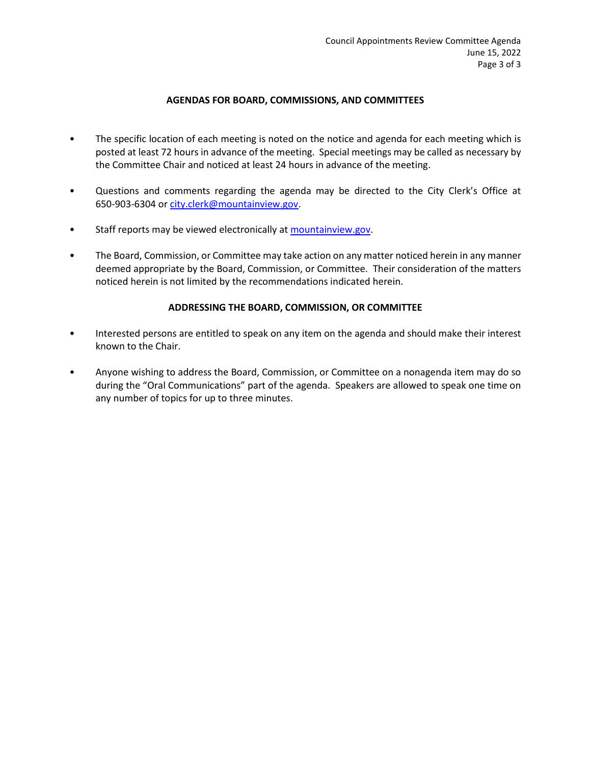**AGENDAS FOR BOARD, COMMISSIONS, AND COMMITTEES**

- The specific location of each meeting is noted on the notice and agenda for each meeting which is posted at least 72 hours in advance of the meeting. Special meetings may be called as necessary by the Committee Chair and noticed at least 24 hours in advance of the meeting.

- Questions and comments regarding the agenda may be directed to the City Clerk's Office at 650-903-6304 or city.clerk@mountainview.gov.

- Staff reports may be viewed electronically at mountainview.gov.

- The Board, Commission, or Committee may take action on any matter noticed herein in any manner deemed appropriate by the Board, Commission, or Committee. Their consideration of the matters noticed herein is not limited by the recommendations indicated herein.

**ADDRESSING THE BOARD, COMMISSION, OR COMMITTEE**

- Interested persons are entitled to speak on any item on the agenda and should make their interest known to the Chair.

- Anyone wishing to address the Board, Commission, or Committee on a nonagenda item may do so during the "Oral Communications" part of the agenda. Speakers are allowed to speak one time on any number of topics for up to three minutes.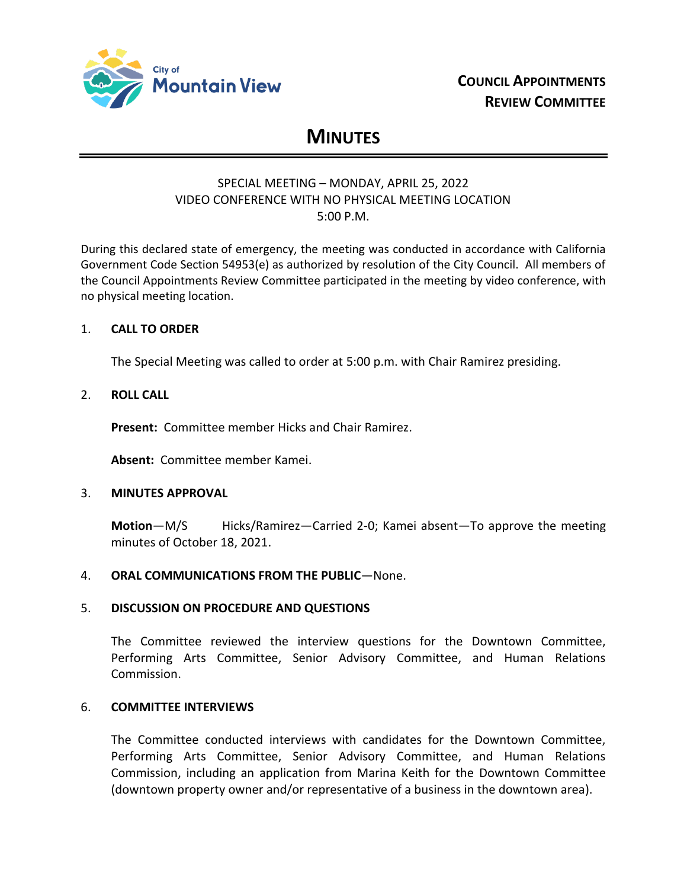City of **Mountain View**

**COUNCIL APPOINTMENTS REVIEW COMMITTEE**

# MINUTES

SPECIAL MEETING – MONDAY, APRIL 25, 2022
VIDEO CONFERENCE WITH NO PHYSICAL MEETING LOCATION
5:00 P.M.

During this declared state of emergency, the meeting was conducted in accordance with California Government Code Section 54953(e) as authorized by resolution of the City Council. All members of the Council Appointments Review Committee participated in the meeting by video conference, with no physical meeting location.

1. **CALL TO ORDER**

   The Special Meeting was called to order at 5:00 p.m. with Chair Ramirez presiding.

2. **ROLL CALL**

   **Present:** Committee member Hicks and Chair Ramirez.

   **Absent:** Committee member Kamei.

3. **MINUTES APPROVAL**

   **Motion**—M/S Hicks/Ramirez—Carried 2-0; Kamei absent—To approve the meeting minutes of October 18, 2021.

4. **ORAL COMMUNICATIONS FROM THE PUBLIC**—None.

5. **DISCUSSION ON PROCEDURE AND QUESTIONS**

   The Committee reviewed the interview questions for the Downtown Committee, Performing Arts Committee, Senior Advisory Committee, and Human Relations Commission.

6. **COMMITTEE INTERVIEWS**

   The Committee conducted interviews with candidates for the Downtown Committee, Performing Arts Committee, Senior Advisory Committee, and Human Relations Commission, including an application from Marina Keith for the Downtown Committee (downtown property owner and/or representative of a business in the downtown area).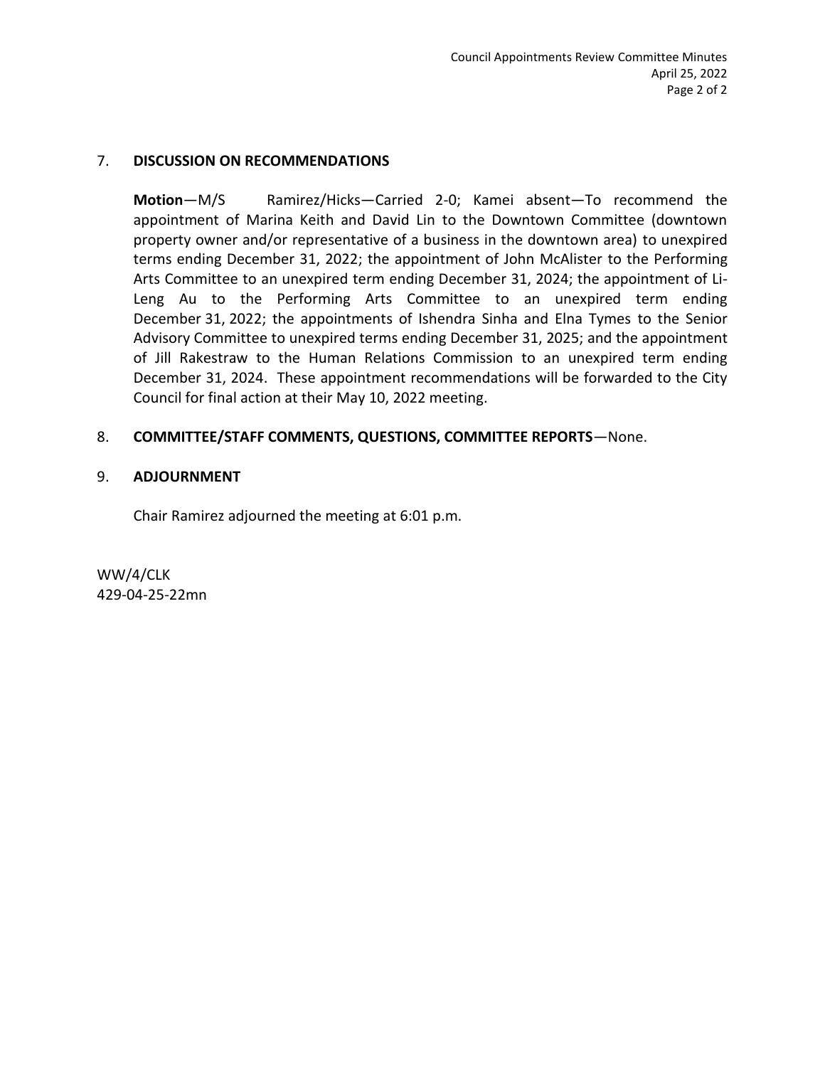7. **DISCUSSION ON RECOMMENDATIONS**

   **Motion**—M/S Ramirez/Hicks—Carried 2-0; Kamei absent—To recommend the appointment of Marina Keith and David Lin to the Downtown Committee (downtown property owner and/or representative of a business in the downtown area) to unexpired terms ending December 31, 2022; the appointment of John McAlister to the Performing Arts Committee to an unexpired term ending December 31, 2024; the appointment of Li-Leng Au to the Performing Arts Committee to an unexpired term ending December 31, 2022; the appointments of Ishendra Sinha and Elna Tymes to the Senior Advisory Committee to unexpired terms ending December 31, 2025; and the appointment of Jill Rakestraw to the Human Relations Commission to an unexpired term ending December 31, 2024. These appointment recommendations will be forwarded to the City Council for final action at their May 10, 2022 meeting.

8. **COMMITTEE/STAFF COMMENTS, QUESTIONS, COMMITTEE REPORTS**—None.

9. **ADJOURNMENT**

   Chair Ramirez adjourned the meeting at 6:01 p.m.

WW/4/CLK
429-04-25-22mn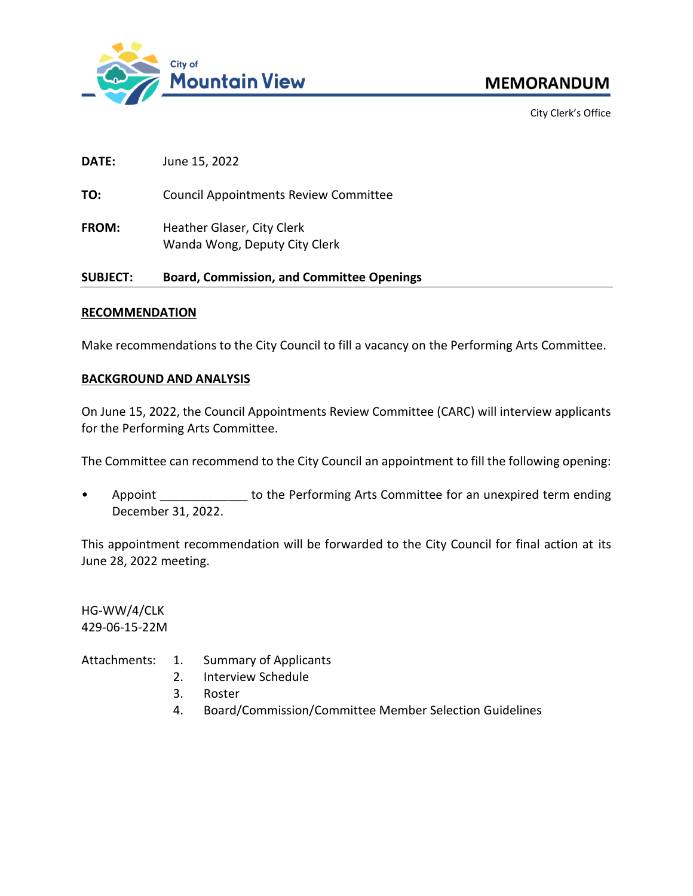City of Mountain View

# MEMORANDUM

City Clerk's Office

**DATE:** June 15, 2022

**TO:** Council Appointments Review Committee

**FROM:** Heather Glaser, City Clerk
Wanda Wong, Deputy City Clerk

**SUBJECT:** **Board, Commission, and Committee Openings**

---

**RECOMMENDATION**

Make recommendations to the City Council to fill a vacancy on the Performing Arts Committee.

**BACKGROUND AND ANALYSIS**

On June 15, 2022, the Council Appointments Review Committee (CARC) will interview applicants for the Performing Arts Committee.

The Committee can recommend to the City Council an appointment to fill the following opening:

- Appoint _____________ to the Performing Arts Committee for an unexpired term ending December 31, 2022.

This appointment recommendation will be forwarded to the City Council for final action at its June 28, 2022 meeting.

HG-WW/4/CLK
429-06-15-22M

Attachments:

1. Summary of Applicants
2. Interview Schedule
3. Roster
4. Board/Commission/Committee Member Selection Guidelines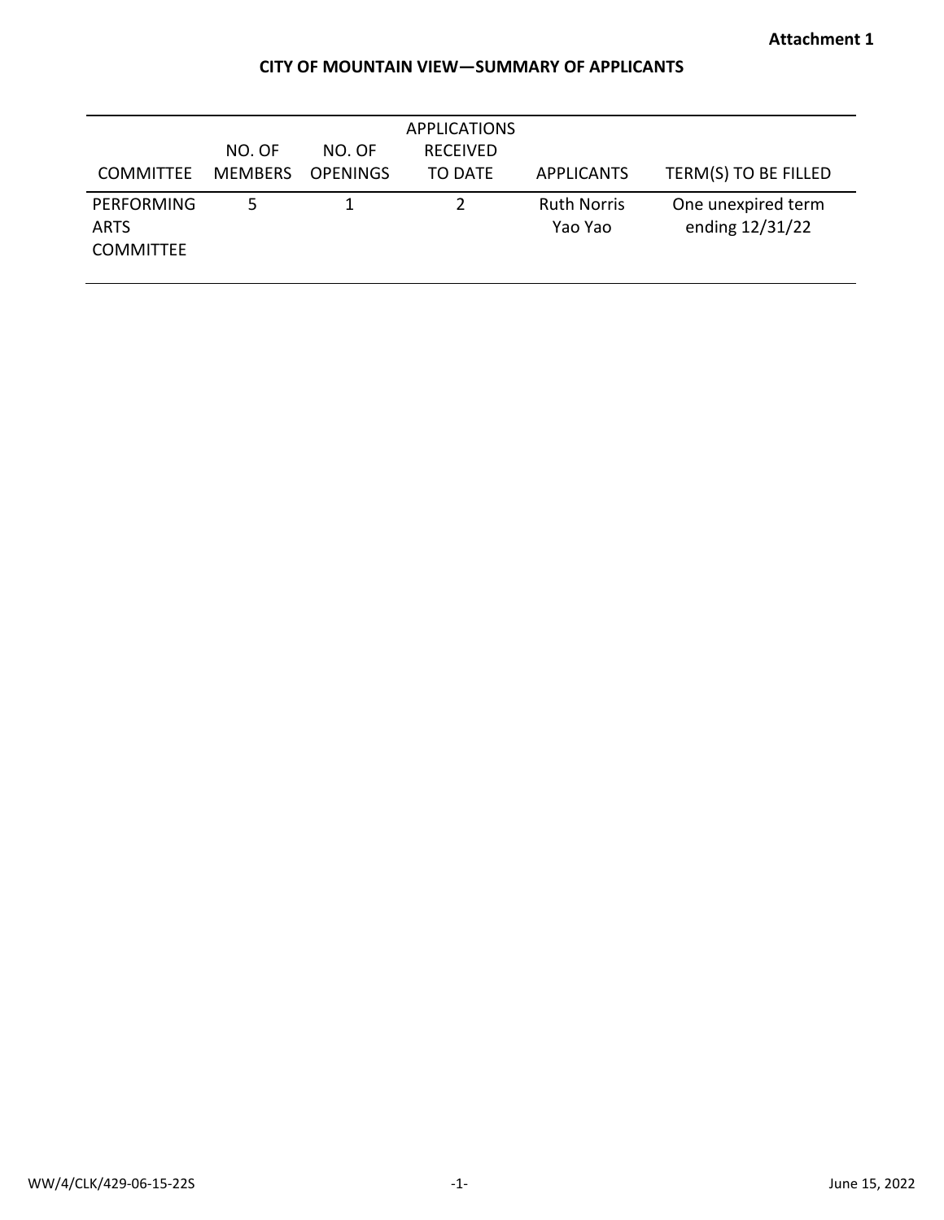**Attachment 1**

**CITY OF MOUNTAIN VIEW—SUMMARY OF APPLICANTS**

| COMMITTEE | NO. OF MEMBERS | NO. OF OPENINGS | APPLICATIONS RECEIVED TO DATE | APPLICANTS | TERM(S) TO BE FILLED |
|---|---|---|---|---|---|
| PERFORMING ARTS COMMITTEE | 5 | 1 | 2 | Ruth Norris<br>Yao Yao | One unexpired term ending 12/31/22 |

WW/4/CLK/429-06-15-22S

June 15, 2022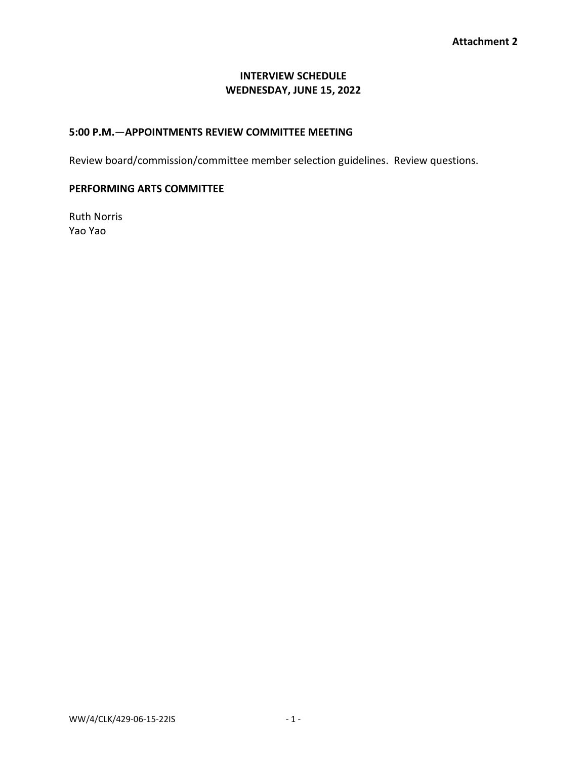**Attachment 2**

# INTERVIEW SCHEDULE
# WEDNESDAY, JUNE 15, 2022

## 5:00 P.M.—APPOINTMENTS REVIEW COMMITTEE MEETING

Review board/commission/committee member selection guidelines. Review questions.

## PERFORMING ARTS COMMITTEE

Ruth Norris
Yao Yao

WW/4/CLK/429-06-15-22IS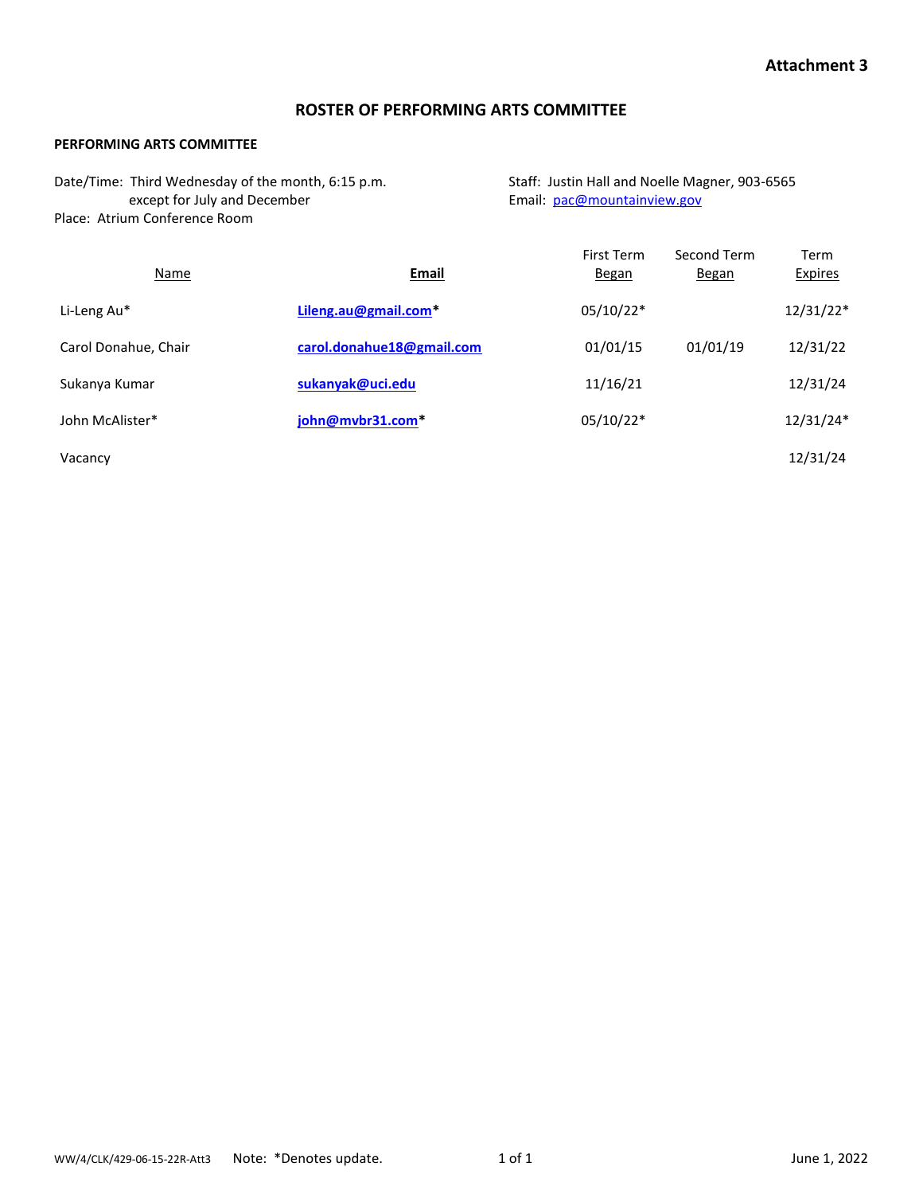**Attachment 3**

# ROSTER OF PERFORMING ARTS COMMITTEE

**PERFORMING ARTS COMMITTEE**

Date/Time: Third Wednesday of the month, 6:15 p.m. except for July and December
Place: Atrium Conference Room

Staff: Justin Hall and Noelle Magner, 903-6565
Email: pac@mountainview.gov

| Name | Email | First Term Began | Second Term Began | Term Expires |
|---|---|---|---|---|
| Li-Leng Au* | **Lileng.au@gmail.com*** | 05/10/22* | | 12/31/22* |
| Carol Donahue, Chair | **carol.donahue18@gmail.com** | 01/01/15 | 01/01/19 | 12/31/22 |
| Sukanya Kumar | **sukanyak@uci.edu** | 11/16/21 | | 12/31/24 |
| John McAlister* | **john@mvbr31.com*** | 05/10/22* | | 12/31/24* |
| Vacancy | | | | 12/31/24 |

WW/4/CLK/429-06-15-22R-Att3 Note: *Denotes update. June 1, 2022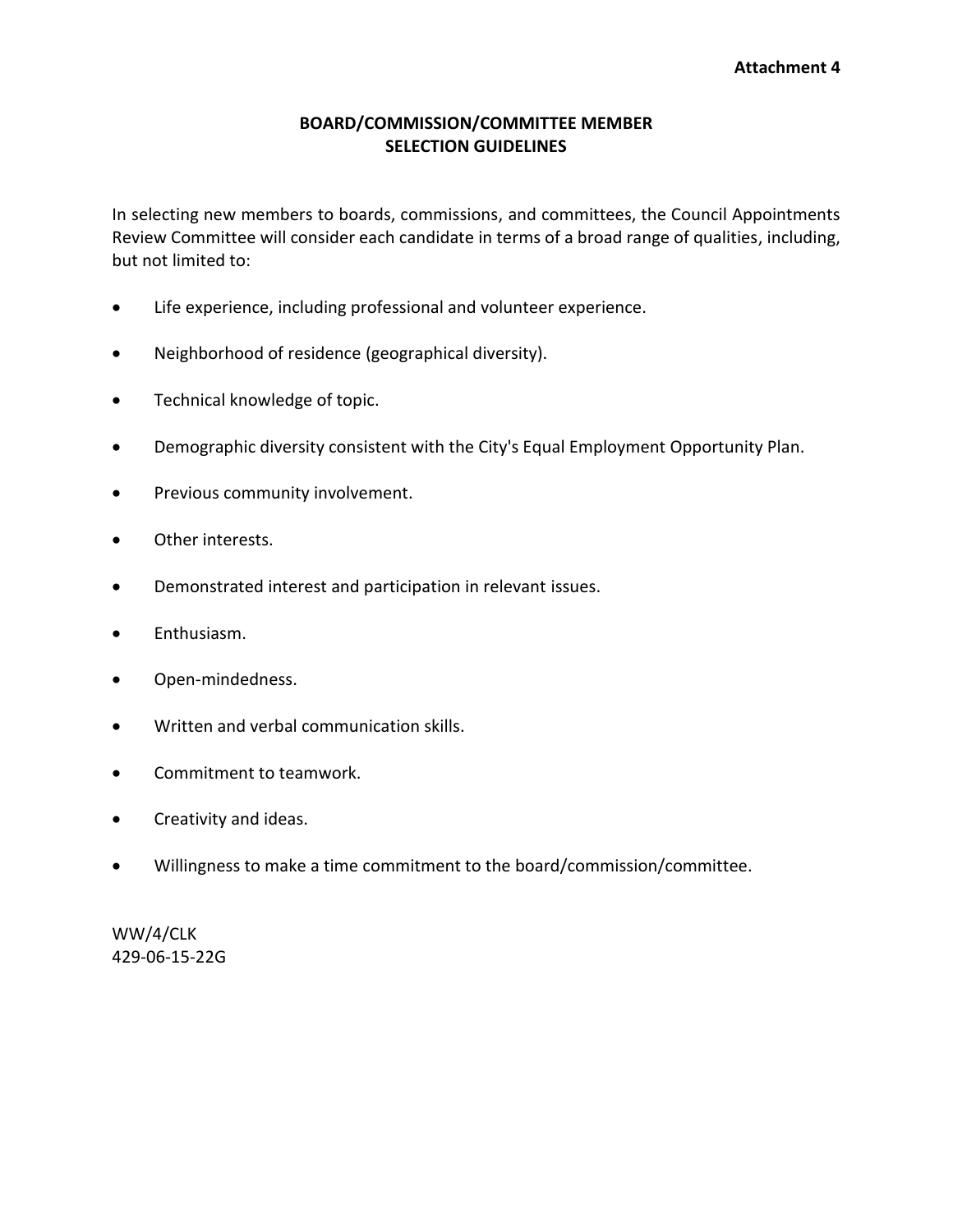**Attachment 4**

# BOARD/COMMISSION/COMMITTEE MEMBER SELECTION GUIDELINES

In selecting new members to boards, commissions, and committees, the Council Appointments Review Committee will consider each candidate in terms of a broad range of qualities, including, but not limited to:

- Life experience, including professional and volunteer experience.
- Neighborhood of residence (geographical diversity).
- Technical knowledge of topic.
- Demographic diversity consistent with the City's Equal Employment Opportunity Plan.
- Previous community involvement.
- Other interests.
- Demonstrated interest and participation in relevant issues.
- Enthusiasm.
- Open-mindedness.
- Written and verbal communication skills.
- Commitment to teamwork.
- Creativity and ideas.
- Willingness to make a time commitment to the board/commission/committee.

WW/4/CLK
429-06-15-22G